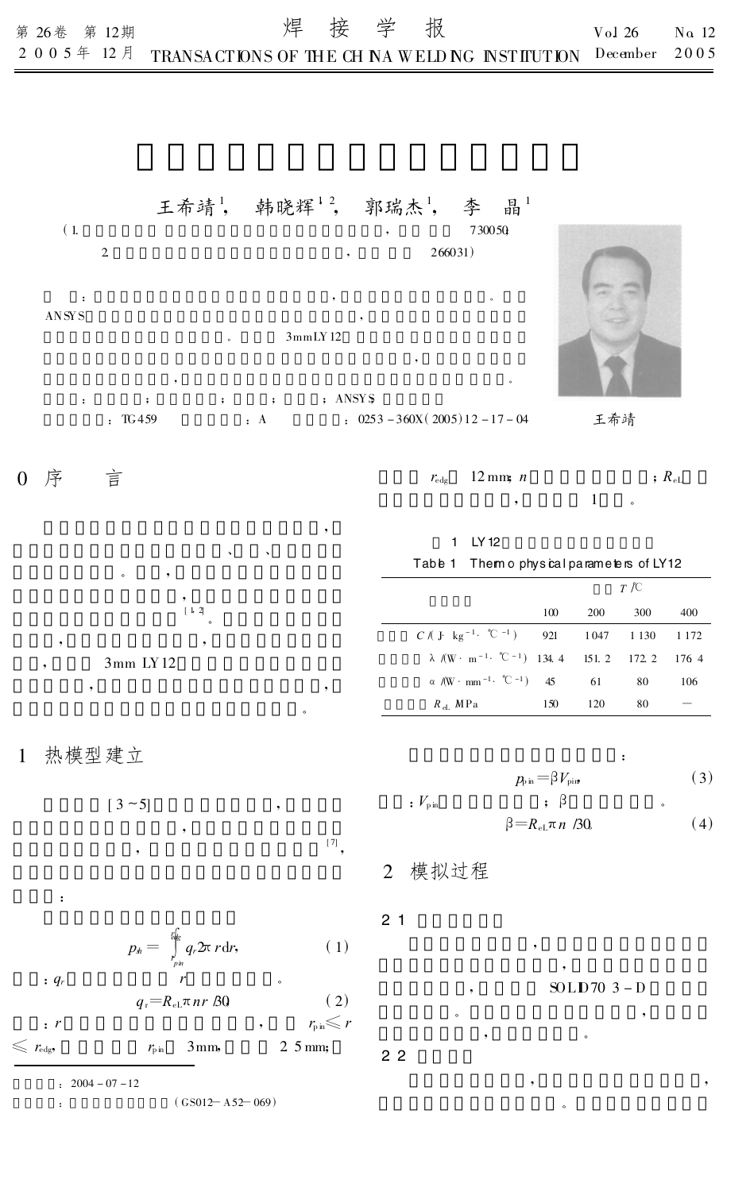王希靖[1]，　韩晓辉[1,2]，　郭瑞杰[1]，　李　晶[1]

(1. ，　730050;
2. ，　266031)

：，。

ANSYS ，

。 3mmLY12

，

，。

：；；；；ANSYS;

：TG459　　：A　　：0253－360X(2005)12－17－04

王希靖

## 0　序　言

，

、、

。，

，

[1,2]。

，，

，3mm LY12

，，

。

## 1　热模型建立

[3～5]，

，

，[7]，

：

$$p_{sh}=\int_{r_{pin}}^{r_{edg}} q_r 2\pi r\,\mathrm{d}r, \tag{1}$$

：$q_r$　　$r$　。

$$q_r=R_{eL}\pi n r/30, \tag{2}$$

：$r$　　，　$r_{pin}\leqslant r\leqslant r_{edg}$，　$r_{pin}$　3mm，　2.5mm；$r_{edg}$　12mm；$n$　　；$R_{eL}$　　，　1　。

1　LY12

Table 1　Thermophysical parameters of LY12

| | $T$/℃ | | | |
|---|---|---|---|---|
| | 100 | 200 | 300 | 400 |
| $C$/(J·kg$^{-1}$·℃$^{-1}$) | 921 | 1047 | 1130 | 1172 |
| λ/(W·m$^{-1}$·℃$^{-1}$) | 134.4 | 151.2 | 172.2 | 176.4 |
| α/(W·mm$^{-1}$·℃$^{-1}$) | 45 | 61 | 80 | 106 |
| $R_{eL}$/MPa | 150 | 120 | 80 | — |

：

$$p_{pin}=\beta V_{pin}, \tag{3}$$

：$V_{pin}$　；β　。

$$\beta=R_{eL}\pi n/30. \tag{4}$$

## 2　模拟过程

### 2.1

，

，

，　SOLID70 3－D

。，

，。

### 2.2

，，

。

：2004－07－12

：(GS012－A52－069)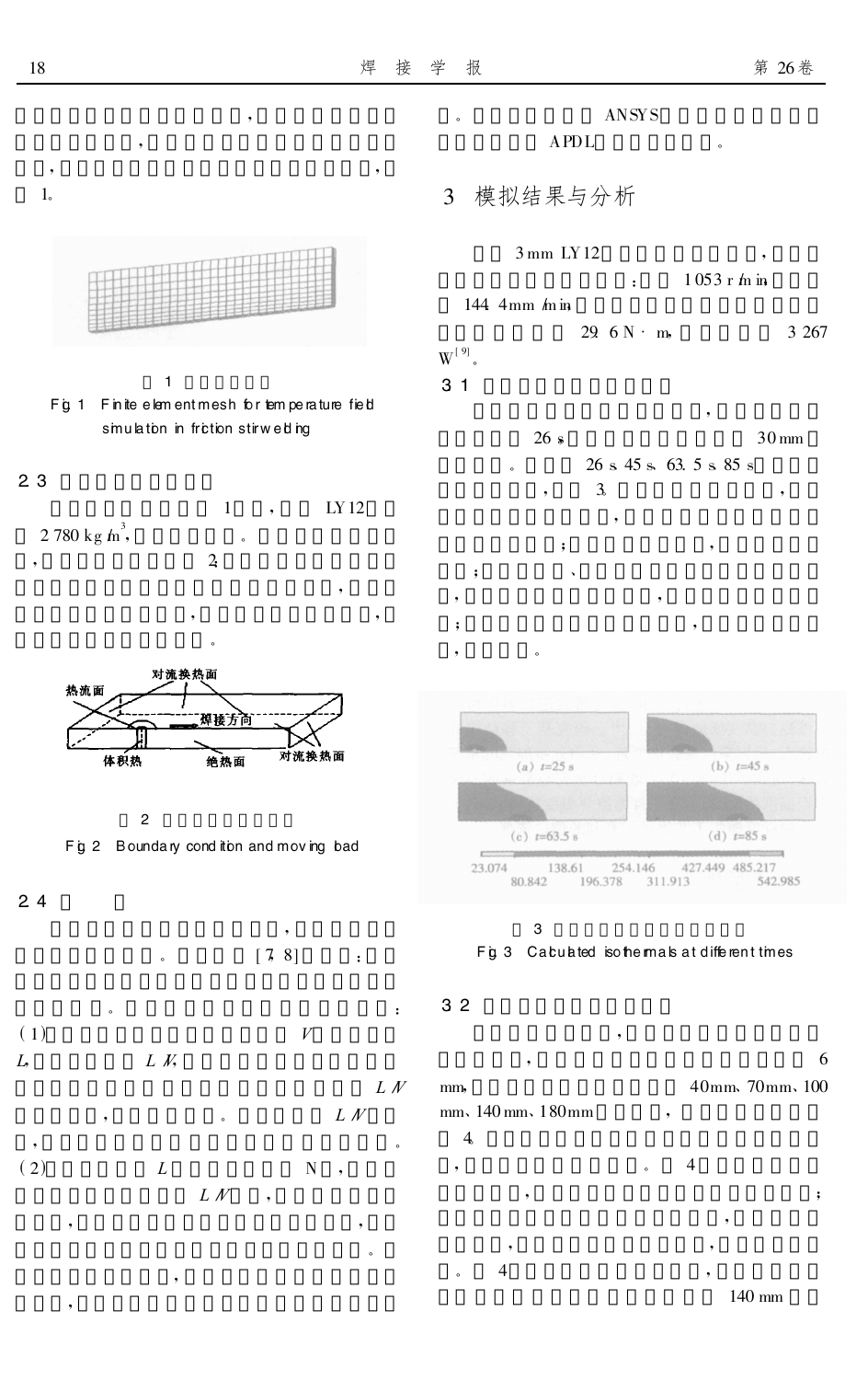，，
，
，，
1。

1

Fig. 1 Finite element mesh for temperature field simulation in friction stir welding

## 2.3

1，LY12
2 780 kg/m³，。
，2，
，
，，
。

2

Fig. 2 Boundary condition and moving load

## 2.4

，
。[7, 8]：
。：
(1) V
L，L/V，
L/V
，。L/V
，。
(2) L N，
L/V，
，，
。
，
，
，

。ANSYS
APDL。

# 3 模拟结果与分析

3 mm LY12，
：1 053 r/min
144.4 mm/min
29.6 N·m，3 267 W[9]。

## 3.1

，
26 s 30 mm
。26 s、45 s、63.5 s、85 s
，3，
，
；，
；、
，，
；，
，。

3

Fig. 3 Calculated isothermals at different times

## 3.2

，
，6
mm，40 mm、70 mm、100 mm、140 mm、180 mm，
4
，。4
，；
，
，，
。4，
140 mm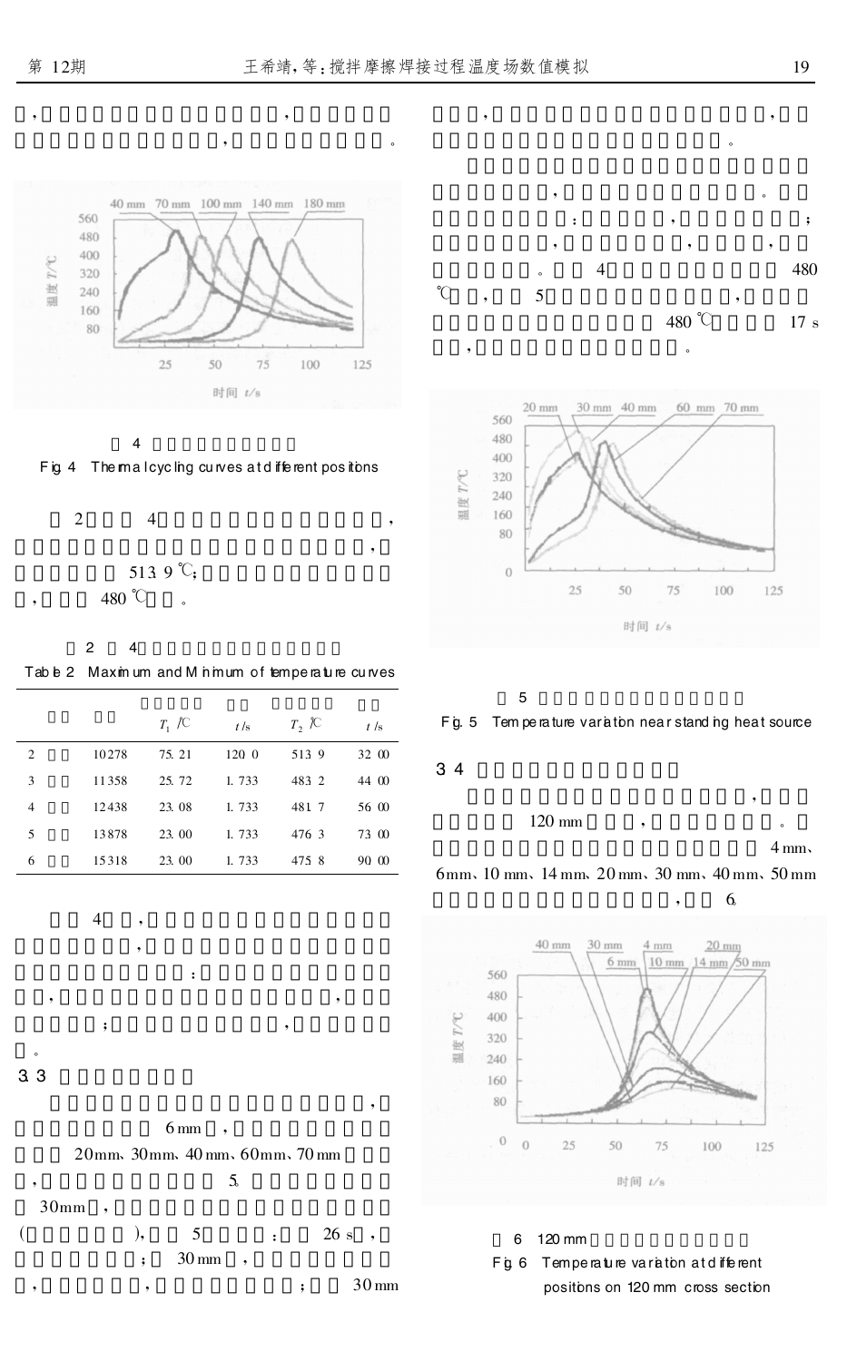，，。

图 4 

Fig. 4 Thermal cycling curves at different positions

2 4 ，，513.9 ℃；，480 ℃ 。

表 2 4

Table 2 Maximum and Minimum of temperature curves

| | | $T_1$ /℃ | $t$ /s | $T_2$ /℃ | $t$ /s |
|---|---|---|---|---|---|
| 2 | 10278 | 75.21 | 120.0 | 513.9 | 32.00 |
| 3 | 11358 | 25.72 | 1.733 | 483.2 | 44.00 |
| 4 | 12438 | 23.08 | 1.733 | 481.7 | 56.00 |
| 5 | 13878 | 23.00 | 1.733 | 476.3 | 73.00 |
| 6 | 15318 | 23.00 | 1.733 | 475.8 | 90.00 |

4 ，，：，，；，。

### 3.3

，6 mm ，20 mm、30 mm、40 mm、60 mm、70 mm ，5。30 mm ，()，5 ：26 s ，；30 mm ，，，；30 mm ，，。

，。：，；，，，。4 480 ℃ ，5 ，480 ℃ 17 s ，。

图 5 

Fig. 5 Temperature variation near standing heat source

### 3.4

，120 mm ，。4 mm、6 mm、10 mm、14 mm、20 mm、30 mm、40 mm、50 mm ，6。

图 6 120 mm 

Fig. 6 Temperature variation at different positions on 120 mm cross section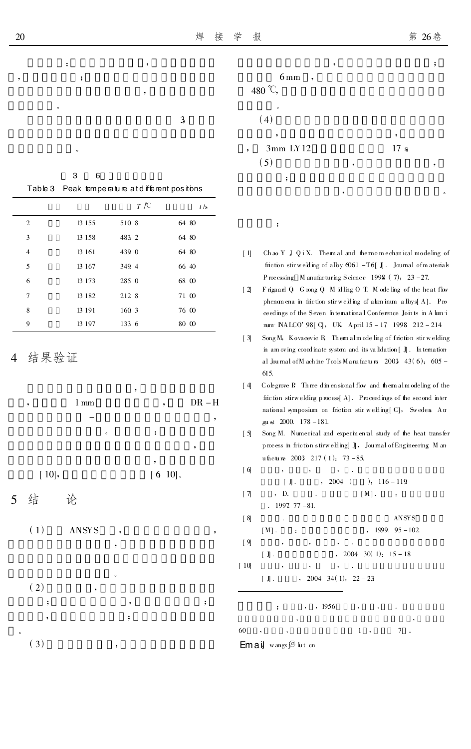：，
，；
，
。

3

。

3 6

Table 3 Peak temperature at different positions

| | | | $T$/℃ | $t$/s |
|---|---|---|---|---|
| 2 | | 13 155 | 510.8 | 64.80 |
| 3 | | 13 158 | 483.2 | 64.80 |
| 4 | | 13 161 | 439.0 | 64.80 |
| 5 | | 13 167 | 349.4 | 66.40 |
| 6 | | 13 173 | 285.0 | 68.00 |
| 7 | | 13 182 | 212.8 | 71.00 |
| 8 | | 13 191 | 160.3 | 76.00 |
| 9 | | 13 197 | 133.6 | 80.00 |

## 4 结果验证

，
， 1 mm ， DR－H
－ ，
。 ：
，
，
[10]， [6,10]。

## 5 结 论

(1) ANSYS ， ，
，

。

(2) ，
； ， ；
， ；
。

(3) ，
， ；
6 mm ，
480 ℃，
。

(4)
， ，
， 3 mm LY12 17 s

(5) ， ，
；
， 。

：

[1] Chao Y J, Qi X. Thermal and thermomechanical modeling of friction stir welding of alloy 6061－T6[J]. Journal of materials Processing＆Manufacturing Science, 1998(7): 23－27.

[2] Frigaard Q, Grong Q, Midling O T. Modeling of the heat flow phenomena in friction stir welding of aluminum alloys[A]. Proceedings of the Seven International Conference Joints in Aluminum INALCO' 98[C]. UK. April 15－17, 1998: 212－214

[3] Song M, Kovacevic R. Thermal modeling of friction stir welding in a moving coordinate system and its validation[J]. International Journal of Machine Tools Manufacture, 2003, 43(6): 605－615.

[4] Colegrove P. Three dimensional flow and thermal modeling of the friction stir welding process[A]. Proceedings of the second international symposium on friction stir welding[C]. Sweden: August 2000. 178－181.

[5] Song M. Numerical and experimental study of the heat transfer process in friction stir welding[J]. Journal of Engineering Manufacture, 2003, 217(1): 73－85.

[6] ， ， ， . [J]. ， 2004 ( ): 116－119.

[7] ， D. . [M]. ： . 1997. 77－81.

[8] . ANSYS [M]. ： ， 1999. 95－102.

[9] ， ， ， . [J]. ， 2004, 30(1): 15－18.

[10] ， ， ， . [J]. ， 2004, 34(1): 22－23.

： ， ， 1956 ， 、 。
、 ，
60 ， 、 1 ， 7 。

Email: wangxj@lut.cn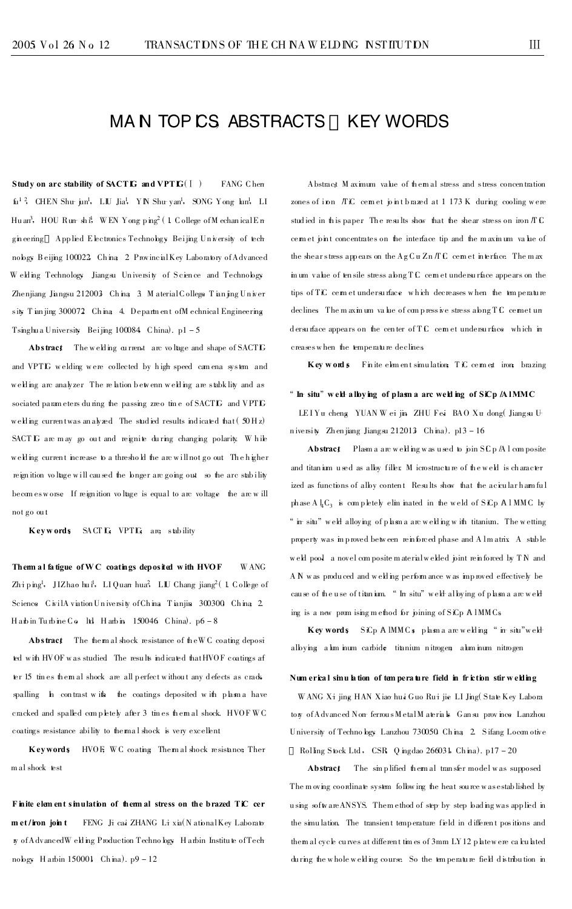# MAIN TOPICS, ABSTRACTS & KEY WORDS

**Study on arc stability of SACTIG and VPTIG( Ⅰ )** FANG Chen-fu[1,2], CHEN Shu-jun[1], LIU Jia[1], YIN Shu-yan[1], SONG Yong-lun[1], LI Hu-an[3], HOU Run-shi[4], WEN Yong-ping[2] ( 1. College of Mechanical Engineering & Applied Electronics Technology, Beijing University of technology, Beijing 100022, China; 2. Provincial Key Laboratory of Advanced Welding Technology, Jiangsu University of Science and Technology, Zhenjiang Jiangsu 212003, China; 3. Material College, Tianjing University, Tianjing 300072, China; 4. Department of Mechnical Engineering, Tsinghua University, Beijing 100084, China). p1 – 5

**Abstract:** The welding current, arc voltage and shape of SACTIG and VPTIG welding were collected by high speed camera system and welding arc analyzer. The relation betwenn welding arc stabklity and associated parameters during the passing zreo time of SACTIG and VPTIG welding current was analyzed. The studied results indicated that ( 50 Hz) SACTIG arc may go out and reignite during changing polarity. While welding current increase to a threshold the arc will not go out. The higher reignition voltage will caused the longer arc going out, so the arc stability becomes worse. If reignition voltage is equal to arc voltage, the arc will not go out.

**Key words:** SACTIG; VPTIG; arc; stability

**Thermal fatigue of WC coatings deposited with HVOF** WANG Zhi-ping[1], JI Zhao-hui[1], LI Quan-hua[2], LIU Chang-jiang[2] ( 1. College of Science, Civil Aviation University of China, Tianjin 300300, China; 2. Harbin Turbine Co., ltd, Harbin 150046, China). p6 – 8

**Abstract:** The thermal shock resistance of the WC coating deposited with HVOF was studied. The results indicated that HVOF coatings after 15 times thermal shock are all perfect without any defects as crack, spalling. In contrast with, the coatings deposited with plasma have cracked and spalled completely after 3 times thermal shock. HVOF WC coatings resistance ability to thermal shock is very excellent.

**Key words:** HVOF; WC coating; Thermal shock resistance; Thermal shock test

**Finite element simulation of thermal stress on the brazed TiC cermet/iron joint** FENG Ji-cai, ZHANG Li-xia( National Key Laboratory of Advanced Welding Production Technology, Harbin Institute of Technology, Harbin 150001, China). p9 – 12

**Abstract:** Maximum value of thermal stress and stress concentration zones of iron /TiC cermet joint brazed at 1 173 K during cooling were studied in this paper. The results show that the shear stress on iron /TiC cermet joint concentrates on the interface tip and the maximum value of the shear stress appears on the AgCuZn /TiC cermet interface. The maximum value of tensile stress along TiC cermet undersurface appears on the tips of TiC cermet undersurface, which decreases when the temperature declines. The maximum value of compressive stress along TiC cermet undersurface appears on the center of TiC cermet undersurface, which increases when the temperature declines.

**Key words:** Finite element simulation; TiC cermet; iron; brazing

**"In situ" weld-alloying of plasma arc welding of SiCp /Al MMC** LEI Yu-cheng, YUAN Wei-jin, ZHU Fei, BAO Xu-dong( Jiangsu University, Zhenjiang Jiangsu 212013, China). p13 – 16

**Abstract:** Plasma arc welding was used to join SiCp /Al composite and titanium used as alloy filler. Microstructure of the weld is characterized as functions of alloy content. Results show that the acicular harmful phase $Al_4C_3$ is completely eliminated in the weld of SiCp /Al MMC by "in-situ" weld-alloying of plasma arc welding with titanium. The wetting property was improved between reinforced phase and Al matrix. A stable weld pool, a novel composite material welded joint reinforced by TiN and AlN was produced and welding performance was improved effectively because of the use of titanium. "In situ" weld-alloying of plasma arc welding is a new promising method for joining of SiCp /Al MMCs.

**Key words:** SiCp /Al MMCs; plasma arc welding; "in-situ" weld-alloying; aluminum carbide; titanium nitrogen; aluminum nitrogen

**Numerical simulation of temperature field in friction stir welding** WANG Xi-jing, HAN Xiao-hui, Guo Rui-jie, LI Jing( State Key Laboratory of Advanced Non-ferrous Metal Materials, Gansu province, Lanzhou University of Technology, Lanzhou 730050, China; 2. Sifang Locomotive & Rolling Stock Ltd., CSR, Qingdao 266031, China). p17 – 20

**Abstract:** The simplified thermal transfer model was supposed. The moving coordinate system following the heat source was established by using software ANSYS. The method of step-by-step loading was applied in the simulation. The transient temperature field in different positions and thermal cycle curves at different times of 3mm LY12 plate were calculated during the whole welding course. So the temperature field distribution in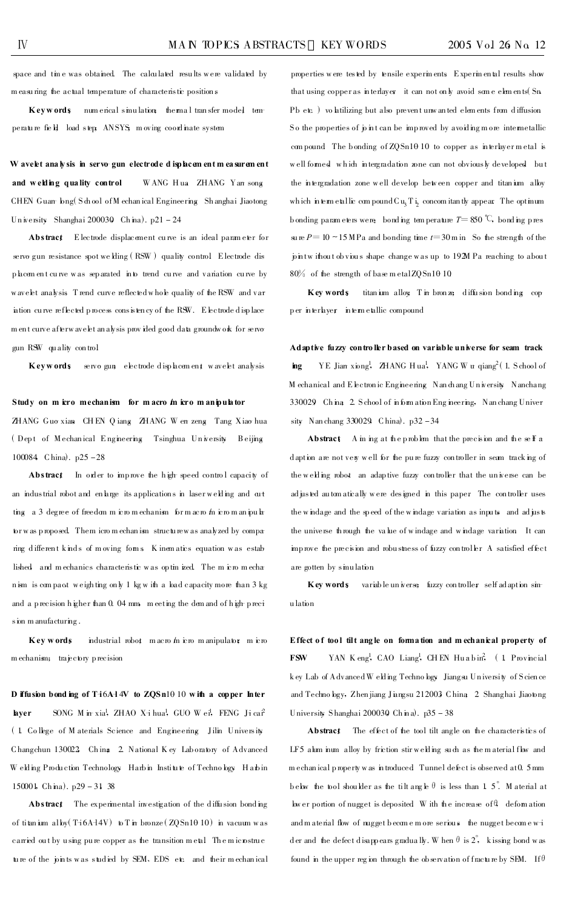space and time was obtained. The calculated results were validated by measuring the actual temperature of characteristic positions.

**Key words:** numerical simulation; thermal transfer model; temperature field; load step; ANSYS; moving coordinate system

**Wavelet analysis in servo gun electrode displacement measurement and welding quality control** WANG Hua, ZHANG Yan-song, CHEN Guan-long (School of Mechanical Engineering, Shanghai Jiaotong University, Shanghai 200030, China). p21－24

**Abstract:** Electrode displacement curve is an ideal parameter for servo gun resistance spot welding (RSW) quality control. Electrode displacement curve was separated into trend curve and variation curve by wavelet analysis. Trend curve reflected whole quality of the RSW and variation curve reflected process consistency of the RSW. Electrode displacement curve after wavelet analysis provided good data groundwork for servo gun RSW quality control.

**Key words:** servo gun; electrode displacement; wavelet analysis

**Study on micro mechanism for macro/micro manipulator** ZHANG Guo-xian, CHEN Qiang, ZHANG Wen-zeng, Tang Xiao-hua (Dept. of Mechanical Engineering, Tsinghua University, Beijing 100084, China). p25－28

**Abstract:** In order to improve the high speed control capacity of an industrial robot and enlarge its applications in laser welding and cutting, a 3 degree of freedom micro mechanism for macro/micro manipulator was proposed. The micro mechanism structure was analyzed by comparing different kinds of moving forms. Kinematics equation was established, and mechanics characteristic was optimized. The micro mechanism is compact weighting only 1 kg with a load capacity more than 3 kg and a precision higher than 0.04 mm, meeting the demand of high-precision manufacturing.

**Key words:** industrial robot; macro/micro manipulator; micro mechanism; trajectory precision

**Diffusion bonding of Ti-6Al-4V to ZQSn10-10 with a copper Interlayer** SONG Min-xia[1], ZHAO Xi-hua[1], GUO Wei[1], FENG Ji-cai[2] (1. College of Materials Science and Engineering, Jilin University, Changchun 130022, China; 2. National Key Laboratory of Advanced Welding Production Technology, Harbin Institute of Technology, Harbin 150001, China). p29－31, 38

**Abstract:** The experimental investigation of the diffusion bonding of titanium alloy (Ti-6Al-4V) to Tin bronze (ZQSn10-10) in vacuum was carried out by using pure copper as the transition metal. The microstructure of the joints was studied by SEM, EDS etc. and their mechanical properties were tested by tensile experiments. Experimental results show that using copper as interlayer, it can not only avoid some elements (Sn, Pb etc.) volatilizing but also prevent unwanted elements from diffusion. So the properties of joint can be improved by avoiding more intermetallic compound. The bonding of ZQSn10-10 to copper as interlayer metal is well formed, which intergradation zone can not obviously developed, but the intergradation zone well develop between copper and titanium alloy which intermetallic compound $Cu_3Ti_2$ concomitantly appear. The optimum bonding parameters were: bonding temperature $T=850$ ℃, bonding pressure $P=10\sim15$ MPa and bonding time $t=30$ min. So the strength of the joint without obvious shape change was up to 192MPa reaching to about 80% of the strength of base metal ZQSn10-10.

**Key words:** titanium alloy; Tin bronze; diffusion bonding; copper interlayer; intermetallic compound

**Adaptive fuzzy controller based on variable universe for seam tracking** YE Jian-xiong[1], ZHANG Hua[1], YANG Wu-qiang[2] (1. School of Mechanical and Electronic Engineering, Nanchang University, Nanchang 330029, China; 2. School of information Engineering, Nanchang University, Nanchang 330029, China). p32－34

**Abstract:** Aiming at the problem that the precision and the self adaption are not very well for the pure fuzzy controller in seam tracking of the welding robot, an adaptive fuzzy controller that the universe can be adjusted automatically were designed in this paper. The controller uses the windage and the speed of the windage variation as inputs, and adjusts the universe through the value of windage and windage variation. It can improve the precision and robustness of fuzzy controller. A satisfied effect are gotten by simulation.

**Key words:** variable universe; fuzzy controller; self adaption simulation

**Effect of tool tilt angle on formation and mechanical property of FSW** YAN Keng[1], CAO Liang[1], CHEN Hua-bin[2] (1. Provincial Key Lab of Advanced Welding Technology, Jiangsu University of Science and Technology, Zhenjiang Jiangsu 212003, China; 2. Shanghai Jiaotong University, Shanghai 200030, China). p35－38

**Abstract:** The effect of the tool tilt angle on the characteristics of LF5 aluminum alloy by friction stir welding such as the material flow and mechanical property was introduced. Tunnel defect is observed at 0.5 mm below the tool shoulder as the tilt angle $\theta$ is less than 1.5°. Material at lower portion of nugget is deposited. With the increase of $\theta$, deformation and material flow of nugget become more serious, the nugget become wider and the defect disappears gradually. When $\theta$ is 2°, kissing bond was found in the upper region through the observation of fracture by SEM. If $\theta$